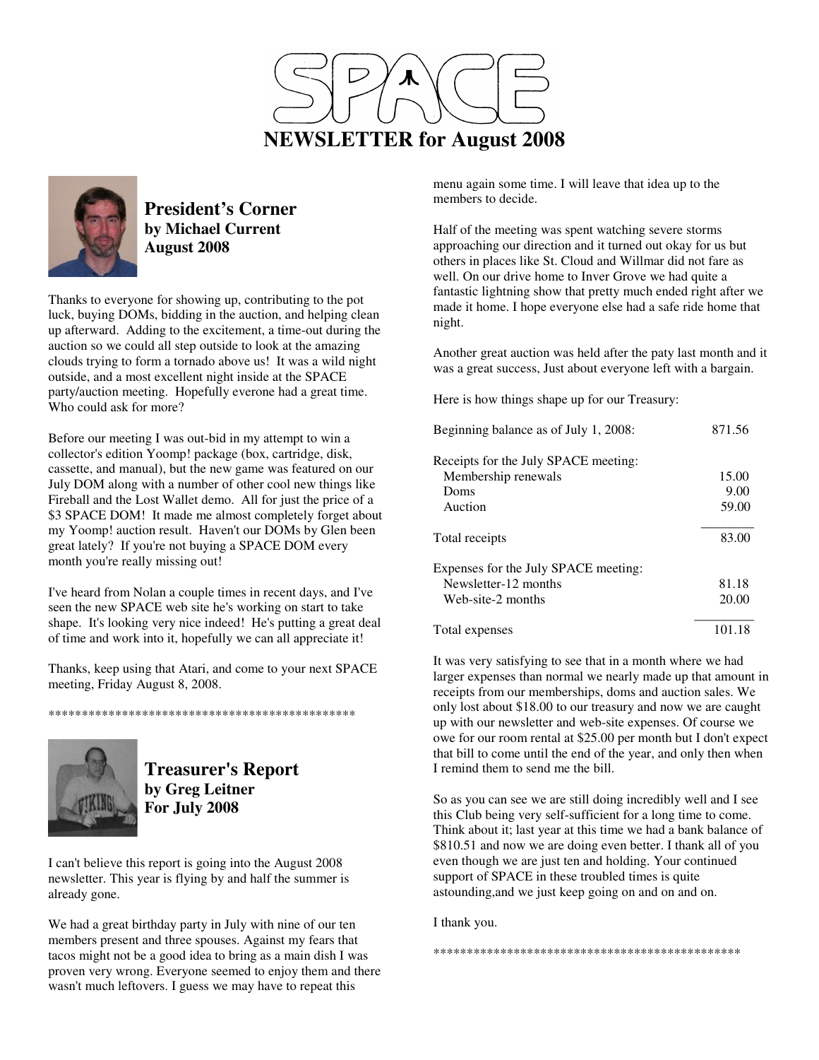# SPACE

# NEWSLETTER for August 2008

## President's Corner

**by Michael Current**
**August 2008**

Thanks to everyone for showing up, contributing to the pot luck, buying DOMs, bidding in the auction, and helping clean up afterward. Adding to the excitement, a time-out during the auction so we could all step outside to look at the amazing clouds trying to form a tornado above us! It was a wild night outside, and a most excellent night inside at the SPACE party/auction meeting. Hopefully everone had a great time. Who could ask for more?

Before our meeting I was out-bid in my attempt to win a collector's edition Yoomp! package (box, cartridge, disk, cassette, and manual), but the new game was featured on our July DOM along with a number of other cool new things like Fireball and the Lost Wallet demo. All for just the price of a $3 SPACE DOM! It made me almost completely forget about my Yoomp! auction result. Haven't our DOMs by Glen been great lately? If you're not buying a SPACE DOM every month you're really missing out!

I've heard from Nolan a couple times in recent days, and I've seen the new SPACE web site he's working on start to take shape. It's looking very nice indeed! He's putting a great deal of time and work into it, hopefully we can all appreciate it!

Thanks, keep using that Atari, and come to your next SPACE meeting, Friday August 8, 2008.

**************************************************

## Treasurer's Report

**by Greg Leitner**
**For July 2008**

I can't believe this report is going into the August 2008 newsletter. This year is flying by and half the summer is already gone.

We had a great birthday party in July with nine of our ten members present and three spouses. Against my fears that tacos might not be a good idea to bring as a main dish I was proven very wrong. Everyone seemed to enjoy them and there wasn't much leftovers. I guess we may have to repeat this menu again some time. I will leave that idea up to the members to decide.

Half of the meeting was spent watching severe storms approaching our direction and it turned out okay for us but others in places like St. Cloud and Willmar did not fare as well. On our drive home to Inver Grove we had quite a fantastic lightning show that pretty much ended right after we made it home. I hope everyone else had a safe ride home that night.

Another great auction was held after the paty last month and it was a great success, Just about everyone left with a bargain.

Here is how things shape up for our Treasury:

| | |
|---|---|
| Beginning balance as of July 1, 2008: | 871.56 |
| Receipts for the July SPACE meeting: | |
| Membership renewals | 15.00 |
| Doms | 9.00 |
| Auction | 59.00 |
| Total receipts | 83.00 |
| Expenses for the July SPACE meeting: | |
| Newsletter-12 months | 81.18 |
| Web-site-2 months | 20.00 |
| Total expenses | 101.18 |

It was very satisfying to see that in a month where we had larger expenses than normal we nearly made up that amount in receipts from our memberships, doms and auction sales. We only lost about $18.00 to our treasury and now we are caught up with our newsletter and web-site expenses. Of course we owe for our room rental at $25.00 per month but I don't expect that bill to come until the end of the year, and only then when I remind them to send me the bill.

So as you can see we are still doing incredibly well and I see this Club being very self-sufficient for a long time to come. Think about it; last year at this time we had a bank balance of $810.51 and now we are doing even better. I thank all of you even though we are just ten and holding. Your continued support of SPACE in these troubled times is quite astounding,and we just keep going on and on and on.

I thank you.

**************************************************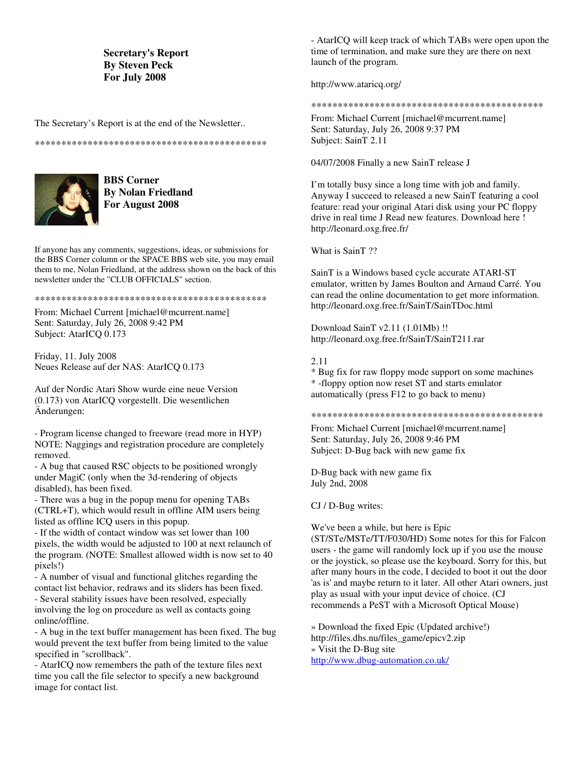**Secretary's Report**
**By Steven Peck**
**For July 2008**

The Secretary's Report is at the end of the Newsletter..

*********************************************

**BBS Corner**
**By Nolan Friedland**
**For August 2008**

If anyone has any comments, suggestions, ideas, or submissions for the BBS Corner column or the SPACE BBS web site, you may email them to me, Nolan Friedland, at the address shown on the back of this newsletter under the "CLUB OFFICIALS" section.

*********************************************

From: Michael Current [michael@mcurrent.name]
Sent: Saturday, July 26, 2008 9:42 PM
Subject: AtarICQ 0.173

Friday, 11. July 2008
Neues Release auf der NAS: AtarICQ 0.173

Auf der Nordic Atari Show wurde eine neue Version (0.173) von AtarICQ vorgestellt. Die wesentlichen Änderungen:

- Program license changed to freeware (read more in HYP)
NOTE: Naggings and registration procedure are completely removed.
- A bug that caused RSC objects to be positioned wrongly under MagiC (only when the 3d-rendering of objects disabled), has been fixed.
- There was a bug in the popup menu for opening TABs (CTRL+T), which would result in offline AIM users being listed as offline ICQ users in this popup.
- If the width of contact window was set lower than 100 pixels, the width would be adjusted to 100 at next relaunch of the program. (NOTE: Smallest allowed width is now set to 40 pixels!)
- A number of visual and functional glitches regarding the contact list behavior, redraws and its sliders has been fixed.
- Several stability issues have been resolved, especially involving the log on procedure as well as contacts going online/offline.
- A bug in the text buffer management has been fixed. The bug would prevent the text buffer from being limited to the value specified in "scrollback".
- AtarICQ now remembers the path of the texture files next time you call the file selector to specify a new background image for contact list.
- AtarICQ will keep track of which TABs were open upon the time of termination, and make sure they are there on next launch of the program.

http://www.ataricq.org/

*********************************************

From: Michael Current [michael@mcurrent.name]
Sent: Saturday, July 26, 2008 9:37 PM
Subject: SainT 2.11

04/07/2008 Finally a new SainT release J

I'm totally busy since a long time with job and family. Anyway I succeed to released a new SainT featuring a cool feature: read your original Atari disk using your PC floppy drive in real time J Read new features. Download here ! http://leonard.oxg.free.fr/

What is SainT ??

SainT is a Windows based cycle accurate ATARI-ST emulator, written by James Boulton and Arnaud Carré. You can read the online documentation to get more information. http://leonard.oxg.free.fr/SainT/SainTDoc.html

Download SainT v2.11 (1.01Mb) !!
http://leonard.oxg.free.fr/SainT/SainT211.rar

2.11
* Bug fix for raw floppy mode support on some machines
* -floppy option now reset ST and starts emulator automatically (press F12 to go back to menu)

*********************************************

From: Michael Current [michael@mcurrent.name]
Sent: Saturday, July 26, 2008 9:46 PM
Subject: D-Bug back with new game fix

D-Bug back with new game fix
July 2nd, 2008

CJ / D-Bug writes:

We've been a while, but here is Epic (ST/STe/MSTe/TT/F030/HD) Some notes for this for Falcon users - the game will randomly lock up if you use the mouse or the joystick, so please use the keyboard. Sorry for this, but after many hours in the code, I decided to boot it out the door 'as is' and maybe return to it later. All other Atari owners, just play as usual with your input device of choice. (CJ recommends a PeST with a Microsoft Optical Mouse)

» Download the fixed Epic (Updated archive!)
http://files.dhs.nu/files_game/epicv2.zip
» Visit the D-Bug site
http://www.dbug-automation.co.uk/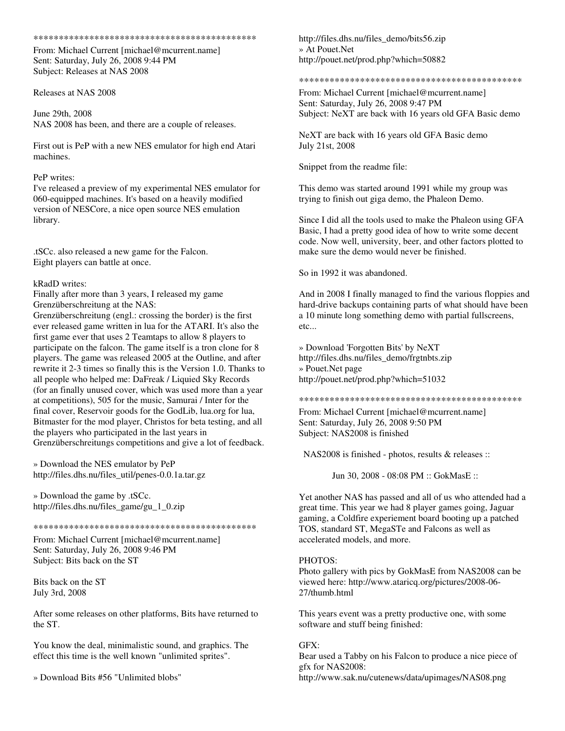*********************************************

From: Michael Current [michael@mcurrent.name]
Sent: Saturday, July 26, 2008 9:44 PM
Subject: Releases at NAS 2008

Releases at NAS 2008

June 29th, 2008
NAS 2008 has been, and there are a couple of releases.

First out is PeP with a new NES emulator for high end Atari machines.

PeP writes:
I've released a preview of my experimental NES emulator for 060-equipped machines. It's based on a heavily modified version of NESCore, a nice open source NES emulation library.

.tSCc. also released a new game for the Falcon.
Eight players can battle at once.

kRadD writes:
Finally after more than 3 years, I released my game Grenzüberschreitung at the NAS:
Grenzüberschreitung (engl.: crossing the border) is the first ever released game written in lua for the ATARI. It's also the first game ever that uses 2 Teamtaps to allow 8 players to participate on the falcon. The game itself is a tron clone for 8 players. The game was released 2005 at the Outline, and after rewrite it 2-3 times so finally this is the Version 1.0. Thanks to all people who helped me: DaFreak / Liquied Sky Records (for an finally unused cover, which was used more than a year at competitions), 505 for the music, Samurai / Inter for the final cover, Reservoir goods for the GodLib, lua.org for lua, Bitmaster for the mod player, Christos for beta testing, and all the players who participated in the last years in Grenzüberschreitungs competitions and give a lot of feedback.

» Download the NES emulator by PeP
http://files.dhs.nu/files_util/penes-0.0.1a.tar.gz

» Download the game by .tSCc.
http://files.dhs.nu/files_game/gu_1_0.zip

*********************************************

From: Michael Current [michael@mcurrent.name]
Sent: Saturday, July 26, 2008 9:46 PM
Subject: Bits back on the ST

Bits back on the ST
July 3rd, 2008

After some releases on other platforms, Bits have returned to the ST.

You know the deal, minimalistic sound, and graphics. The effect this time is the well known "unlimited sprites".

» Download Bits #56 "Unlimited blobs"
http://files.dhs.nu/files_demo/bits56.zip
» At Pouet.Net
http://pouet.net/prod.php?which=50882

*********************************************

From: Michael Current [michael@mcurrent.name]
Sent: Saturday, July 26, 2008 9:47 PM
Subject: NeXT are back with 16 years old GFA Basic demo

NeXT are back with 16 years old GFA Basic demo
July 21st, 2008

Snippet from the readme file:

This demo was started around 1991 while my group was trying to finish out giga demo, the Phaleon Demo.

Since I did all the tools used to make the Phaleon using GFA Basic, I had a pretty good idea of how to write some decent code. Now well, university, beer, and other factors plotted to make sure the demo would never be finished.

So in 1992 it was abandoned.

And in 2008 I finally managed to find the various floppies and hard-drive backups containing parts of what should have been a 10 minute long something demo with partial fullscreens, etc...

» Download 'Forgotten Bits' by NeXT
http://files.dhs.nu/files_demo/frgtnbts.zip
» Pouet.Net page
http://pouet.net/prod.php?which=51032

*********************************************

From: Michael Current [michael@mcurrent.name]
Sent: Saturday, July 26, 2008 9:50 PM
Subject: NAS2008 is finished

NAS2008 is finished - photos, results & releases ::

Jun 30, 2008 - 08:08 PM :: GokMasE ::

Yet another NAS has passed and all of us who attended had a great time. This year we had 8 player games going, Jaguar gaming, a Coldfire experiement board booting up a patched TOS, standard ST, MegaSTe and Falcons as well as accelerated models, and more.

PHOTOS:
Photo gallery with pics by GokMasE from NAS2008 can be viewed here: http://www.ataricq.org/pictures/2008-06-27/thumb.html

This years event was a pretty productive one, with some software and stuff being finished:

GFX:
Bear used a Tabby on his Falcon to produce a nice piece of gfx for NAS2008:
http://www.sak.nu/cutenews/data/upimages/NAS08.png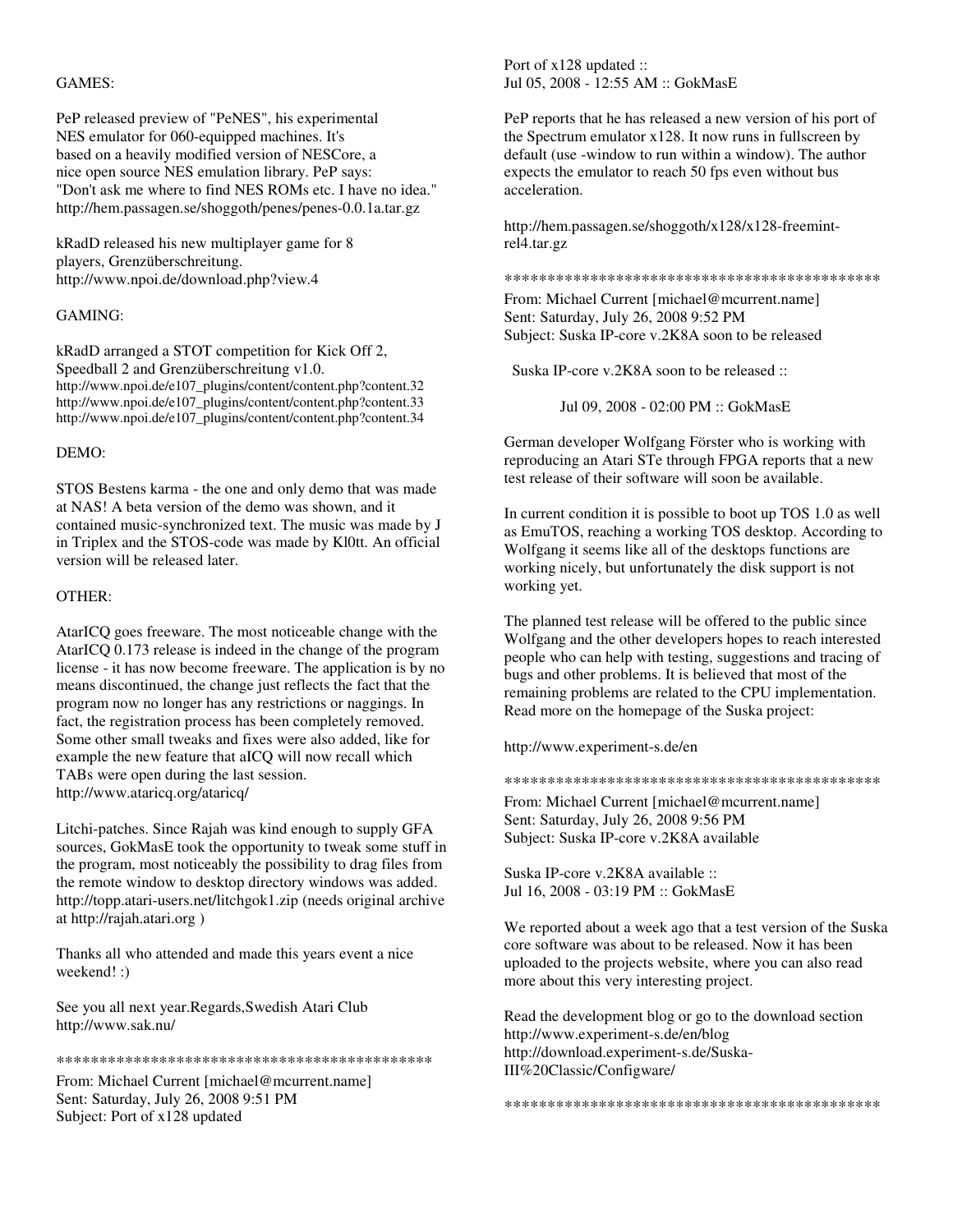GAMES:

PeP released preview of "PeNES", his experimental NES emulator for 060-equipped machines. It's based on a heavily modified version of NESCore, a nice open source NES emulation library. PeP says: "Don't ask me where to find NES ROMs etc. I have no idea."
http://hem.passagen.se/shoggoth/penes/penes-0.0.1a.tar.gz

kRadD released his new multiplayer game for 8 players, Grenzüberschreitung.
http://www.npoi.de/download.php?view.4

GAMING:

kRadD arranged a STOT competition for Kick Off 2, Speedball 2 and Grenzüberschreitung v1.0.
http://www.npoi.de/e107_plugins/content/content.php?content.32
http://www.npoi.de/e107_plugins/content/content.php?content.33
http://www.npoi.de/e107_plugins/content/content.php?content.34

DEMO:

STOS Bestens karma - the one and only demo that was made at NAS! A beta version of the demo was shown, and it contained music-synchronized text. The music was made by J in Triplex and the STOS-code was made by Kl0tt. An official version will be released later.

OTHER:

AtarICQ goes freeware. The most noticeable change with the AtarICQ 0.173 release is indeed in the change of the program license - it has now become freeware. The application is by no means discontinued, the change just reflects the fact that the program now no longer has any restrictions or naggings. In fact, the registration process has been completely removed. Some other small tweaks and fixes were also added, like for example the new feature that aICQ will now recall which TABs were open during the last session.
http://www.ataricq.org/ataricq/

Litchi-patches. Since Rajah was kind enough to supply GFA sources, GokMasE took the opportunity to tweak some stuff in the program, most noticeably the possibility to drag files from the remote window to desktop directory windows was added.
http://topp.atari-users.net/litchgok1.zip (needs original archive at http://rajah.atari.org )

Thanks all who attended and made this years event a nice weekend! :)

See you all next year.Regards,Swedish Atari Club
http://www.sak.nu/

*********************************************

From: Michael Current [michael@mcurrent.name]
Sent: Saturday, July 26, 2008 9:51 PM
Subject: Port of x128 updated

Port of x128 updated ::
Jul 05, 2008 - 12:55 AM :: GokMasE

PeP reports that he has released a new version of his port of the Spectrum emulator x128. It now runs in fullscreen by default (use -window to run within a window). The author expects the emulator to reach 50 fps even without bus acceleration.

http://hem.passagen.se/shoggoth/x128/x128-freemint-rel4.tar.gz

*********************************************

From: Michael Current [michael@mcurrent.name]
Sent: Saturday, July 26, 2008 9:52 PM
Subject: Suska IP-core v.2K8A soon to be released

Suska IP-core v.2K8A soon to be released ::

Jul 09, 2008 - 02:00 PM :: GokMasE

German developer Wolfgang Förster who is working with reproducing an Atari STe through FPGA reports that a new test release of their software will soon be available.

In current condition it is possible to boot up TOS 1.0 as well as EmuTOS, reaching a working TOS desktop. According to Wolfgang it seems like all of the desktops functions are working nicely, but unfortunately the disk support is not working yet.

The planned test release will be offered to the public since Wolfgang and the other developers hopes to reach interested people who can help with testing, suggestions and tracing of bugs and other problems. It is believed that most of the remaining problems are related to the CPU implementation. Read more on the homepage of the Suska project:

http://www.experiment-s.de/en

*********************************************

From: Michael Current [michael@mcurrent.name]
Sent: Saturday, July 26, 2008 9:56 PM
Subject: Suska IP-core v.2K8A available

Suska IP-core v.2K8A available ::
Jul 16, 2008 - 03:19 PM :: GokMasE

We reported about a week ago that a test version of the Suska core software was about to be released. Now it has been uploaded to the projects website, where you can also read more about this very interesting project.

Read the development blog or go to the download section
http://www.experiment-s.de/en/blog
http://download.experiment-s.de/Suska-III%20Classic/Configware/

*********************************************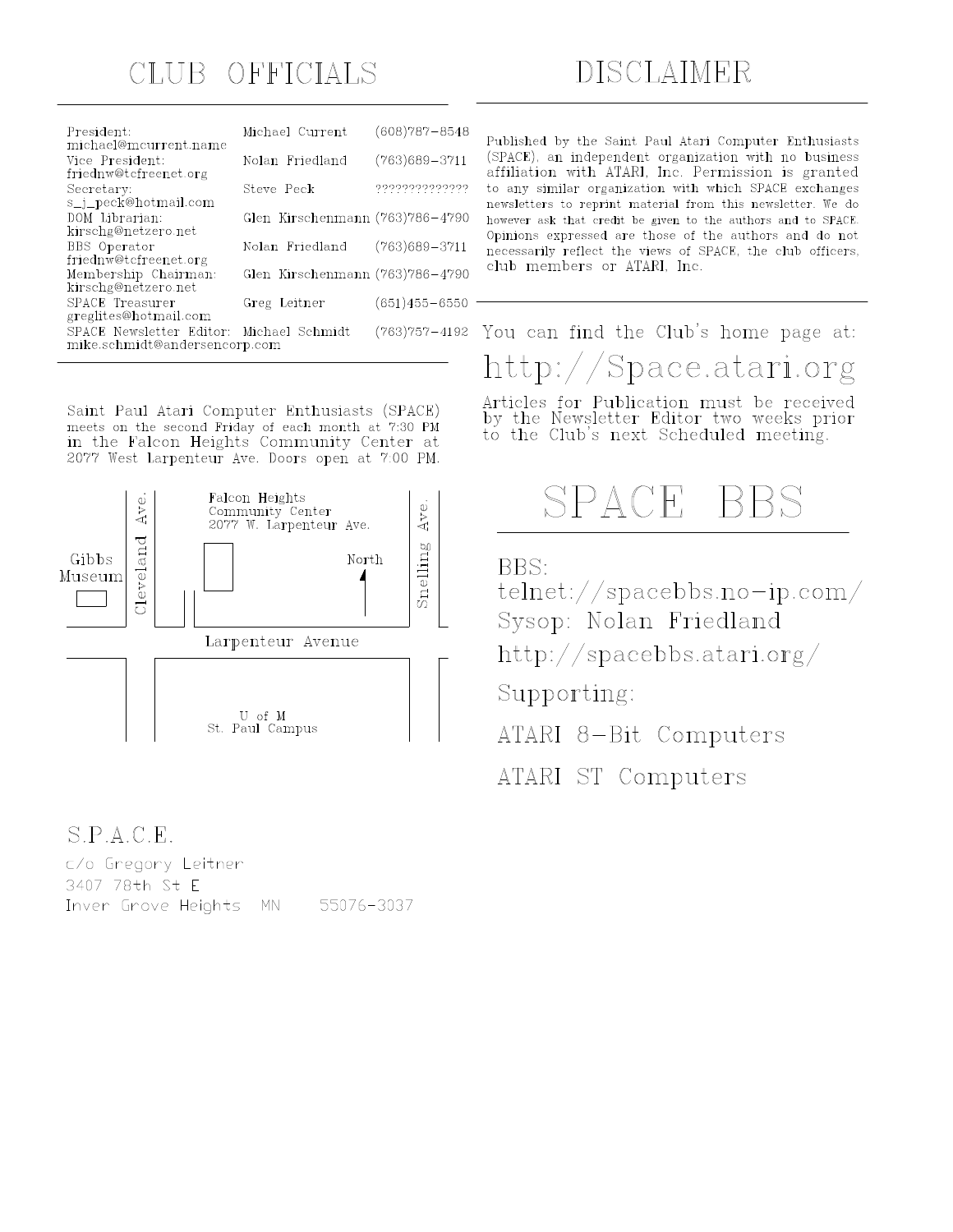# CLUB OFFICIALS

| Position | Name | Phone |
|---|---|---|
| President: michael@mcurrent.name | Michael Current | (608)787-8548 |
| Vice President: friednw@tcfreenet.org | Nolan Friedland | (763)689-3711 |
| Secretary: s_j_peck@hotmail.com | Steve Peck | ?????????????? |
| DOM Librarian: kirschg@netzero.net | Glen Kirschenmann | (763)786-4790 |
| BBS Operator friednw@tcfreenet.org | Nolan Friedland | (763)689-3711 |
| Membership Chairman: kirschg@netzero.net | Glen Kirschenmann | (763)786-4790 |
| SPACE Treasurer greglites@hotmail.com | Greg Leitner | (651)455-6550 |
| SPACE Newsletter Editor: mike.schmidt@andersencorp.com | Michael Schmidt | (763)757-4192 |

Saint Paul Atari Computer Enthusiasts (SPACE) meets on the second Friday of each month at 7:30 PM in the Falcon Heights Community Center at 2077 West Larpenteur Ave. Doors open at 7:00 PM.

Falcon Heights Community Center 2077 W. Larpenteur Ave.

Gibbs Museum — Cleveland Ave. — Snelling Ave. — North — Larpenteur Avenue — U of M St. Paul Campus

# DISCLAIMER

Published by the Saint Paul Atari Computer Enthusiasts (SPACE), an independent organization with no business affiliation with ATARI, Inc. Permission is granted to any similar organization with which SPACE exchanges newsletters to reprint material from this newsletter. We do however ask that credit be given to the authors and to SPACE. Opinions expressed are those of the authors and do not necessarily reflect the views of SPACE, the club officers, club members or ATARI, Inc.

You can find the Club's home page at:

http://Space.atari.org

Articles for Publication must be received by the Newsletter Editor two weeks prior to the Club's next Scheduled meeting.

# SPACE BBS

BBS: telnet://spacebbs.no-ip.com/

Sysop: Nolan Friedland

http://spacebbs.atari.org/

Supporting:

ATARI 8-Bit Computers

ATARI ST Computers

S.P.A.C.E.
c/o Gregory Leitner
3407 78th St E
Inver Grove Heights MN 55076-3037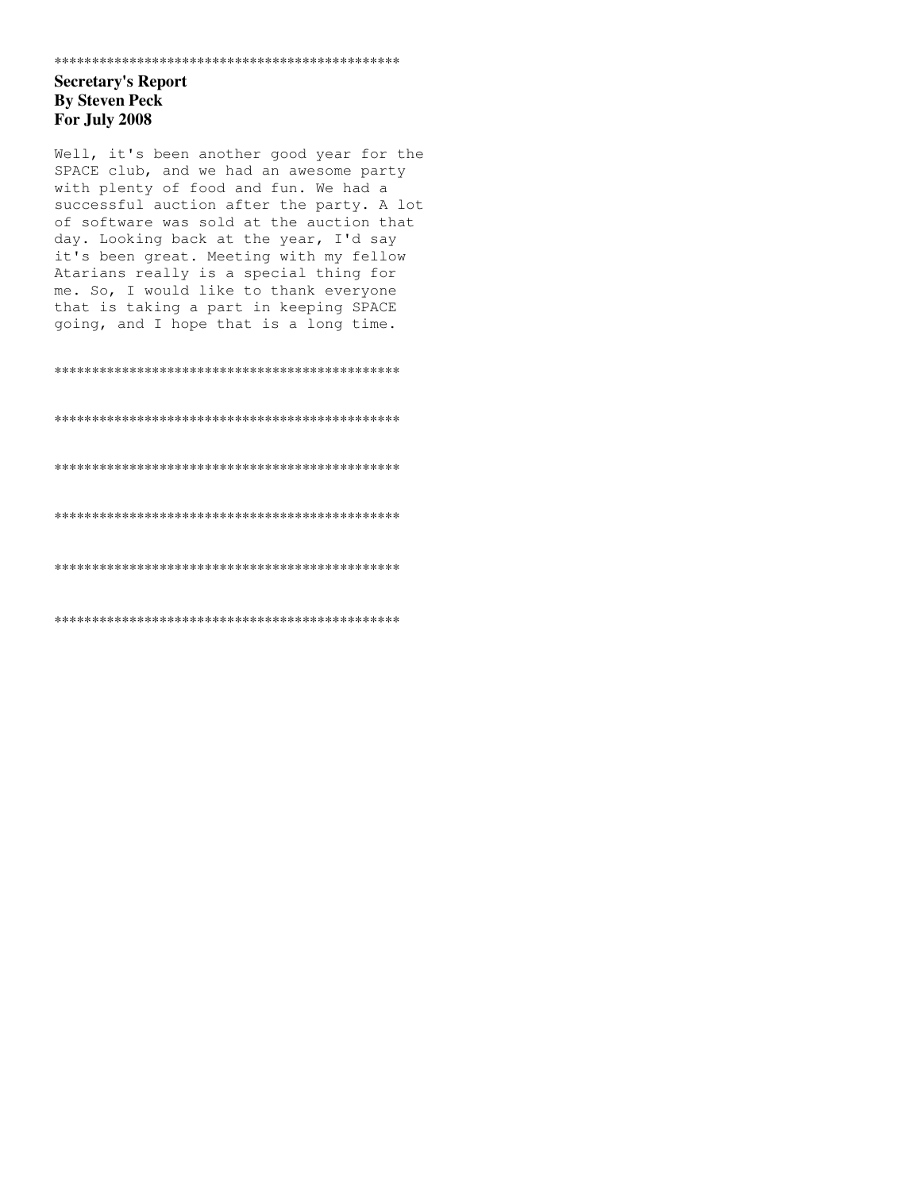**********************************************

**Secretary's Report**
**By Steven Peck**
**For July 2008**

Well, it's been another good year for the SPACE club, and we had an awesome party with plenty of food and fun. We had a successful auction after the party. A lot of software was sold at the auction that day. Looking back at the year, I'd say it's been great. Meeting with my fellow Atarians really is a special thing for me. So, I would like to thank everyone that is taking a part in keeping SPACE going, and I hope that is a long time.

**********************************************

**********************************************

**********************************************

**********************************************

**********************************************

**********************************************